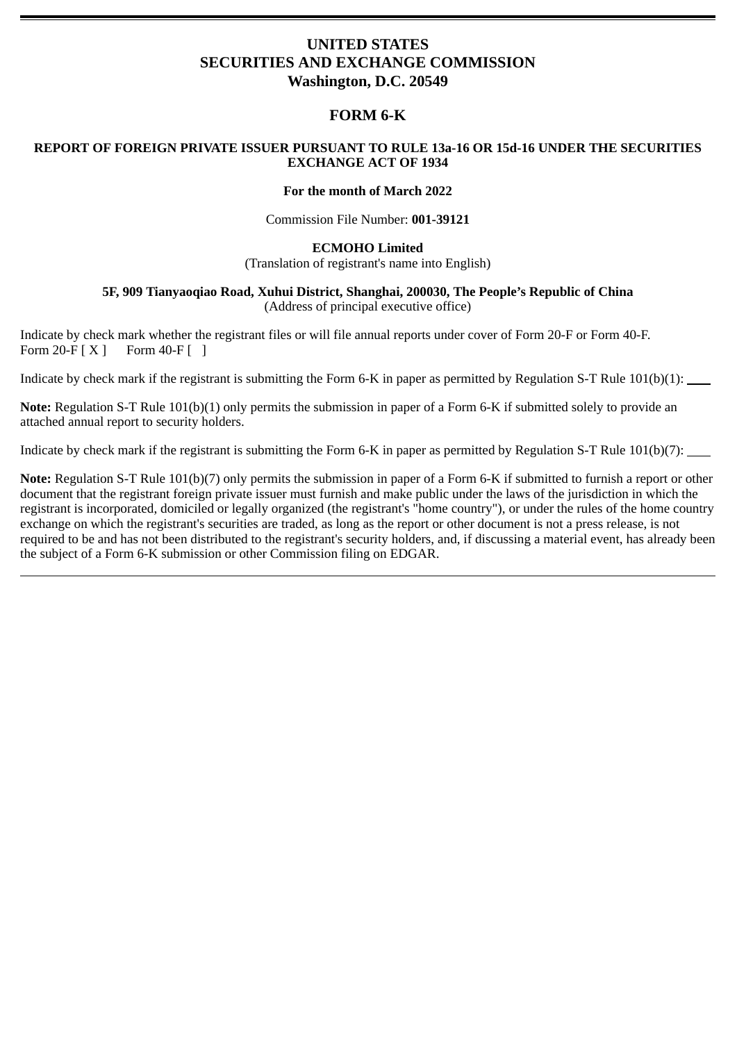# UNITED STATES
# SECURITIES AND EXCHANGE COMMISSION
# Washington, D.C. 20549

## FORM 6-K

**REPORT OF FOREIGN PRIVATE ISSUER PURSUANT TO RULE 13a-16 OR 15d-16 UNDER THE SECURITIES EXCHANGE ACT OF 1934**

**For the month of March 2022**

Commission File Number: **001-39121**

**ECMOHO Limited**
(Translation of registrant's name into English)

**5F, 909 Tianyaoqiao Road, Xuhui District, Shanghai, 200030, The People's Republic of China**
(Address of principal executive office)

Indicate by check mark whether the registrant files or will file annual reports under cover of Form 20-F or Form 40-F.
Form 20-F [ X ]     Form 40-F [   ]

Indicate by check mark if the registrant is submitting the Form 6-K in paper as permitted by Regulation S-T Rule 101(b)(1): ____

**Note:** Regulation S-T Rule 101(b)(1) only permits the submission in paper of a Form 6-K if submitted solely to provide an attached annual report to security holders.

Indicate by check mark if the registrant is submitting the Form 6-K in paper as permitted by Regulation S-T Rule 101(b)(7): ____

**Note:** Regulation S-T Rule 101(b)(7) only permits the submission in paper of a Form 6-K if submitted to furnish a report or other document that the registrant foreign private issuer must furnish and make public under the laws of the jurisdiction in which the registrant is incorporated, domiciled or legally organized (the registrant's "home country"), or under the rules of the home country exchange on which the registrant's securities are traded, as long as the report or other document is not a press release, is not required to be and has not been distributed to the registrant's security holders, and, if discussing a material event, has already been the subject of a Form 6-K submission or other Commission filing on EDGAR.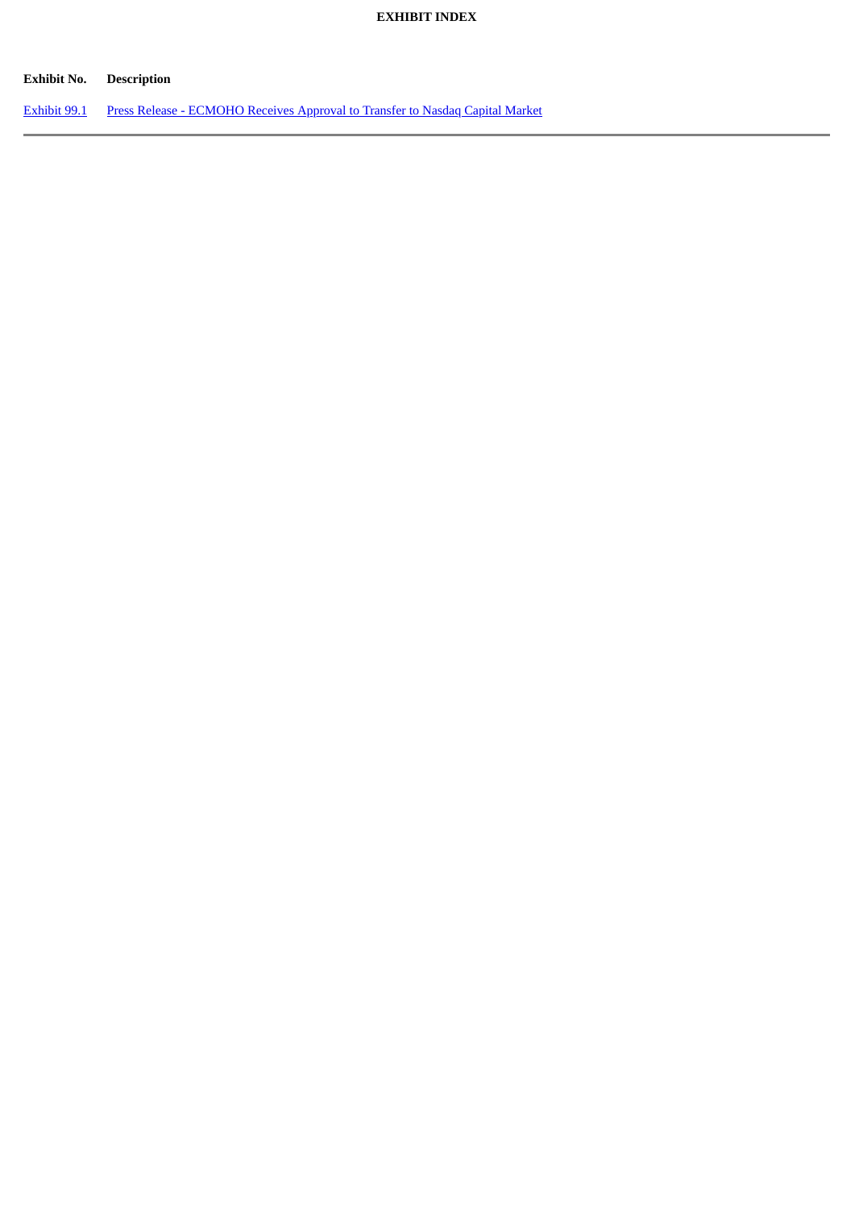**EXHIBIT INDEX**

| Exhibit No. | Description |
| --- | --- |
| Exhibit 99.1 | Press Release - ECMOHO Receives Approval to Transfer to Nasdaq Capital Market |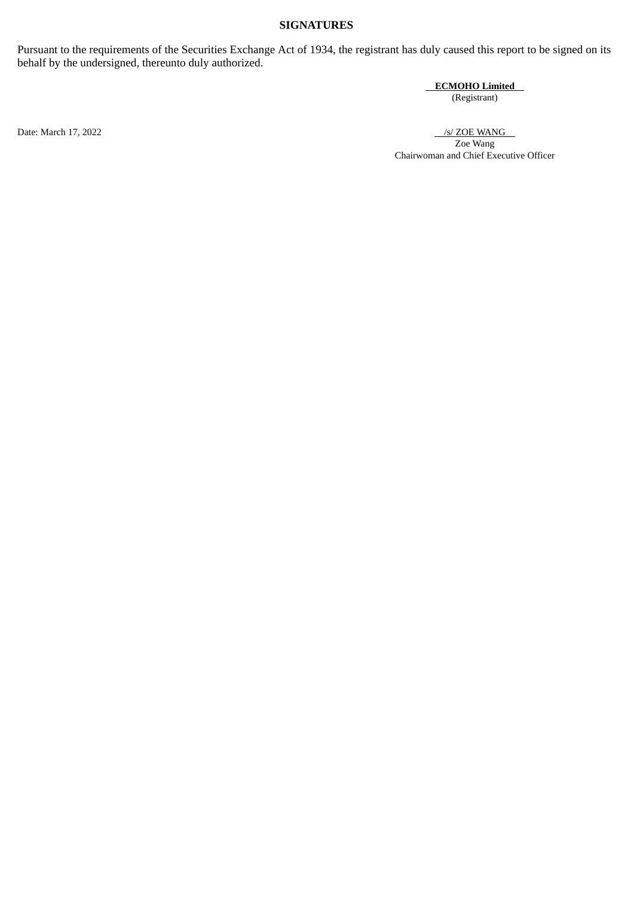**SIGNATURES**

Pursuant to the requirements of the Securities Exchange Act of 1934, the registrant has duly caused this report to be signed on its behalf by the undersigned, thereunto duly authorized.

**ECMOHO Limited**
(Registrant)

Date: March 17, 2022

/s/ ZOE WANG
Zoe Wang
Chairwoman and Chief Executive Officer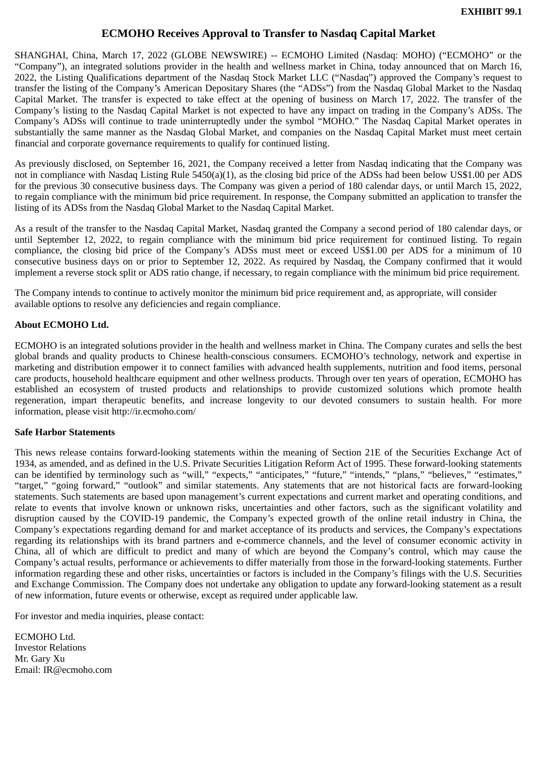**EXHIBIT 99.1**

# ECMOHO Receives Approval to Transfer to Nasdaq Capital Market

SHANGHAI, China, March 17, 2022 (GLOBE NEWSWIRE) -- ECMOHO Limited (Nasdaq: MOHO) ("ECMOHO" or the "Company"), an integrated solutions provider in the health and wellness market in China, today announced that on March 16, 2022, the Listing Qualifications department of the Nasdaq Stock Market LLC ("Nasdaq") approved the Company's request to transfer the listing of the Company's American Depositary Shares (the "ADSs") from the Nasdaq Global Market to the Nasdaq Capital Market. The transfer is expected to take effect at the opening of business on March 17, 2022. The transfer of the Company's listing to the Nasdaq Capital Market is not expected to have any impact on trading in the Company's ADSs. The Company's ADSs will continue to trade uninterruptedly under the symbol "MOHO." The Nasdaq Capital Market operates in substantially the same manner as the Nasdaq Global Market, and companies on the Nasdaq Capital Market must meet certain financial and corporate governance requirements to qualify for continued listing.

As previously disclosed, on September 16, 2021, the Company received a letter from Nasdaq indicating that the Company was not in compliance with Nasdaq Listing Rule 5450(a)(1), as the closing bid price of the ADSs had been below US$1.00 per ADS for the previous 30 consecutive business days. The Company was given a period of 180 calendar days, or until March 15, 2022, to regain compliance with the minimum bid price requirement. In response, the Company submitted an application to transfer the listing of its ADSs from the Nasdaq Global Market to the Nasdaq Capital Market.

As a result of the transfer to the Nasdaq Capital Market, Nasdaq granted the Company a second period of 180 calendar days, or until September 12, 2022, to regain compliance with the minimum bid price requirement for continued listing. To regain compliance, the closing bid price of the Company's ADSs must meet or exceed US$1.00 per ADS for a minimum of 10 consecutive business days on or prior to September 12, 2022. As required by Nasdaq, the Company confirmed that it would implement a reverse stock split or ADS ratio change, if necessary, to regain compliance with the minimum bid price requirement.

The Company intends to continue to actively monitor the minimum bid price requirement and, as appropriate, will consider available options to resolve any deficiencies and regain compliance.

**About ECMOHO Ltd.**

ECMOHO is an integrated solutions provider in the health and wellness market in China. The Company curates and sells the best global brands and quality products to Chinese health-conscious consumers. ECMOHO's technology, network and expertise in marketing and distribution empower it to connect families with advanced health supplements, nutrition and food items, personal care products, household healthcare equipment and other wellness products. Through over ten years of operation, ECMOHO has established an ecosystem of trusted products and relationships to provide customized solutions which promote health regeneration, impart therapeutic benefits, and increase longevity to our devoted consumers to sustain health. For more information, please visit http://ir.ecmoho.com/

**Safe Harbor Statements**

This news release contains forward-looking statements within the meaning of Section 21E of the Securities Exchange Act of 1934, as amended, and as defined in the U.S. Private Securities Litigation Reform Act of 1995. These forward-looking statements can be identified by terminology such as "will," "expects," "anticipates," "future," "intends," "plans," "believes," "estimates," "target," "going forward," "outlook" and similar statements. Any statements that are not historical facts are forward-looking statements. Such statements are based upon management's current expectations and current market and operating conditions, and relate to events that involve known or unknown risks, uncertainties and other factors, such as the significant volatility and disruption caused by the COVID-19 pandemic, the Company's expected growth of the online retail industry in China, the Company's expectations regarding demand for and market acceptance of its products and services, the Company's expectations regarding its relationships with its brand partners and e-commerce channels, and the level of consumer economic activity in China, all of which are difficult to predict and many of which are beyond the Company's control, which may cause the Company's actual results, performance or achievements to differ materially from those in the forward-looking statements. Further information regarding these and other risks, uncertainties or factors is included in the Company's filings with the U.S. Securities and Exchange Commission. The Company does not undertake any obligation to update any forward-looking statement as a result of new information, future events or otherwise, except as required under applicable law.

For investor and media inquiries, please contact:

ECMOHO Ltd.
Investor Relations
Mr. Gary Xu
Email: IR@ecmoho.com